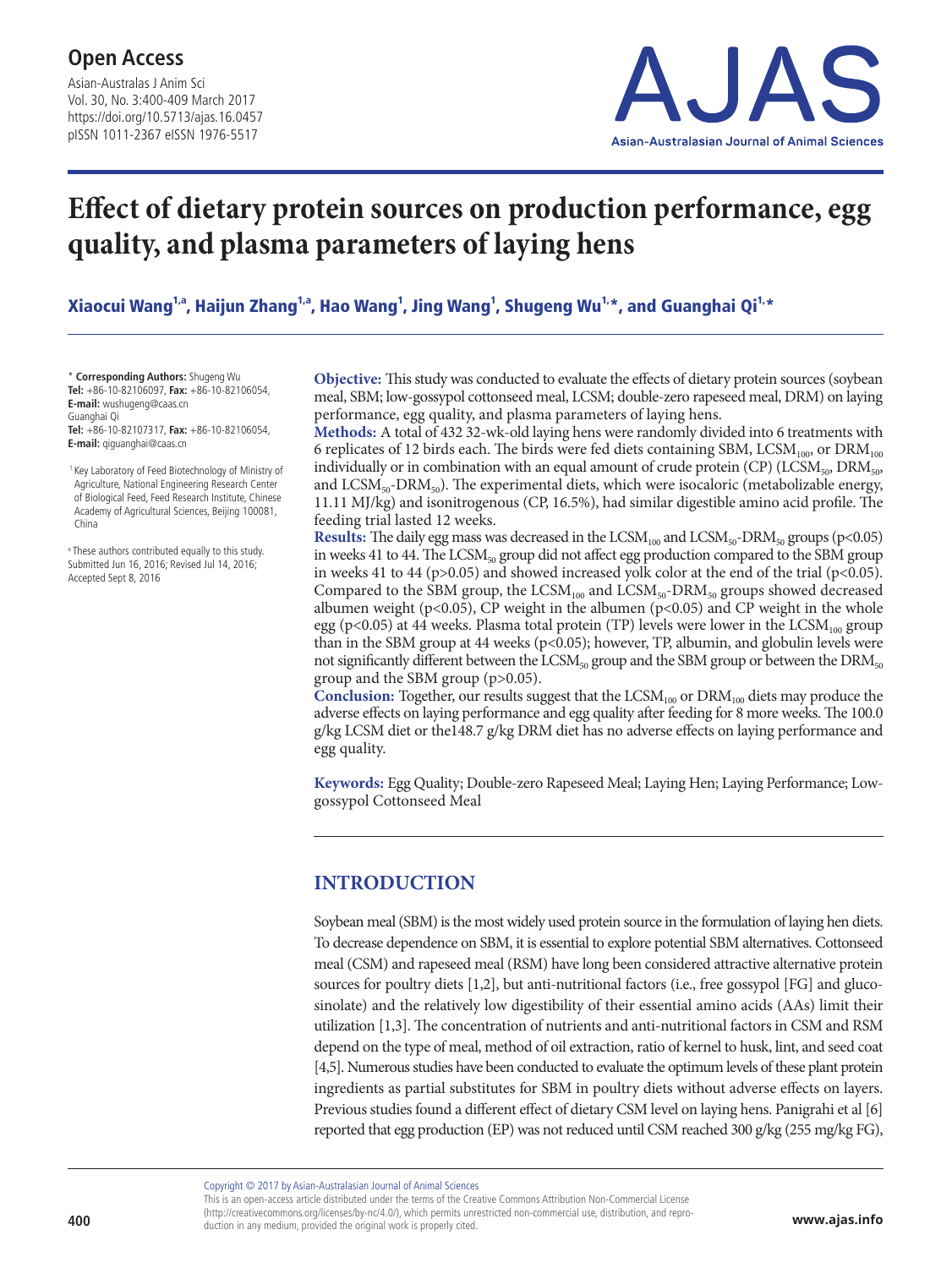# Effect of dietary protein sources on production performance, egg quality, and plasma parameters of laying hens

**Xiaocui Wang[1,a], Haijun Zhang[1,a], Hao Wang[1], Jing Wang[1], Shugeng Wu[1,*], and Guanghai Qi[1,*]**

\* **Corresponding Authors:** Shugeng Wu
**Tel:** +86-10-82106097, **Fax:** +86-10-82106054,
**E-mail:** wushugeng@caas.cn
Guanghai Qi
**Tel:** +86-10-82107317, **Fax:** +86-10-82106054,
**E-mail:** qiguanghai@caas.cn

[1] Key Laboratory of Feed Biotechnology of Ministry of Agriculture, National Engineering Research Center of Biological Feed, Feed Research Institute, Chinese Academy of Agricultural Sciences, Beijing 100081, China

[a] These authors contributed equally to this study.
Submitted Jun 16, 2016; Revised Jul 14, 2016; Accepted Sept 8, 2016

**Objective:** This study was conducted to evaluate the effects of dietary protein sources (soybean meal, SBM; low-gossypol cottonseed meal, LCSM; double-zero rapeseed meal, DRM) on laying performance, egg quality, and plasma parameters of laying hens.

**Methods:** A total of 432 32-wk-old laying hens were randomly divided into 6 treatments with 6 replicates of 12 birds each. The birds were fed diets containing SBM, $LCSM_{100}$, or $DRM_{100}$ individually or in combination with an equal amount of crude protein (CP) ($LCSM_{50}$, $DRM_{50}$, and $LCSM_{50}$-$DRM_{50}$). The experimental diets, which were isocaloric (metabolizable energy, 11.11 MJ/kg) and isonitrogenous (CP, 16.5%), had similar digestible amino acid profile. The feeding trial lasted 12 weeks.

**Results:** The daily egg mass was decreased in the $LCSM_{100}$ and $LCSM_{50}$-$DRM_{50}$ groups ($p<0.05$) in weeks 41 to 44. The $LCSM_{50}$ group did not affect egg production compared to the SBM group in weeks 41 to 44 ($p>0.05$) and showed increased yolk color at the end of the trial ($p<0.05$). Compared to the SBM group, the $LCSM_{100}$ and $LCSM_{50}$-$DRM_{50}$ groups showed decreased albumen weight ($p<0.05$), CP weight in the albumen ($p<0.05$) and CP weight in the whole egg ($p<0.05$) at 44 weeks. Plasma total protein (TP) levels were lower in the $LCSM_{100}$ group than in the SBM group at 44 weeks ($p<0.05$); however, TP, albumin, and globulin levels were not significantly different between the $LCSM_{50}$ group and the SBM group or between the $DRM_{50}$ group and the SBM group ($p>0.05$).

**Conclusion:** Together, our results suggest that the $LCSM_{100}$ or $DRM_{100}$ diets may produce the adverse effects on laying performance and egg quality after feeding for 8 more weeks. The 100.0 g/kg LCSM diet or the148.7 g/kg DRM diet has no adverse effects on laying performance and egg quality.

**Keywords:** Egg Quality; Double-zero Rapeseed Meal; Laying Hen; Laying Performance; Low-gossypol Cottonseed Meal

## INTRODUCTION

Soybean meal (SBM) is the most widely used protein source in the formulation of laying hen diets. To decrease dependence on SBM, it is essential to explore potential SBM alternatives. Cottonseed meal (CSM) and rapeseed meal (RSM) have long been considered attractive alternative protein sources for poultry diets [1,2], but anti-nutritional factors (i.e., free gossypol [FG] and glucosinolate) and the relatively low digestibility of their essential amino acids (AAs) limit their utilization [1,3]. The concentration of nutrients and anti-nutritional factors in CSM and RSM depend on the type of meal, method of oil extraction, ratio of kernel to husk, lint, and seed coat [4,5]. Numerous studies have been conducted to evaluate the optimum levels of these plant protein ingredients as partial substitutes for SBM in poultry diets without adverse effects on layers. Previous studies found a different effect of dietary CSM level on laying hens. Panigrahi et al [6] reported that egg production (EP) was not reduced until CSM reached 300 g/kg (255 mg/kg FG),

Copyright © 2017 by Asian-Australasian Journal of Animal Sciences
This is an open-access article distributed under the terms of the Creative Commons Attribution Non-Commercial License (http://creativecommons.org/licenses/by-nc/4.0/), which permits unrestricted non-commercial use, distribution, and reproduction in any medium, provided the original work is properly cited.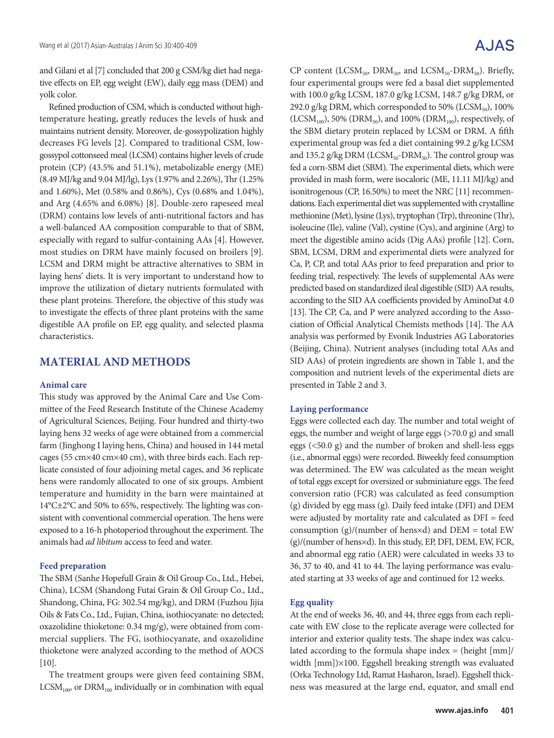and Gilani et al [7] concluded that 200 g CSM/kg diet had negative effects on EP, egg weight (EW), daily egg mass (DEM) and yolk color.

Refined production of CSM, which is conducted without high-temperature heating, greatly reduces the levels of husk and maintains nutrient density. Moreover, de-gossypolization highly decreases FG levels [2]. Compared to traditional CSM, low-gossypol cottonseed meal (LCSM) contains higher levels of crude protein (CP) (43.5% and 51.1%), metabolizable energy (ME) (8.49 MJ/kg and 9.04 MJ/lg), Lys (1.97% and 2.26%), Thr (1.25% and 1.60%), Met (0.58% and 0.86%), Cys (0.68% and 1.04%), and Arg (4.65% and 6.08%) [8]. Double-zero rapeseed meal (DRM) contains low levels of anti-nutritional factors and has a well-balanced AA composition comparable to that of SBM, especially with regard to sulfur-containing AAs [4]. However, most studies on DRM have mainly focused on broilers [9]. LCSM and DRM might be attractive alternatives to SBM in laying hens' diets. It is very important to understand how to improve the utilization of dietary nutrients formulated with these plant proteins. Therefore, the objective of this study was to investigate the effects of three plant proteins with the same digestible AA profile on EP, egg quality, and selected plasma characteristics.

## MATERIAL AND METHODS

### Animal care

This study was approved by the Animal Care and Use Committee of the Feed Research Institute of the Chinese Academy of Agricultural Sciences, Beijing. Four hundred and thirty-two laying hens 32 weeks of age were obtained from a commercial farm (Jinghong I laying hens, China) and housed in 144 metal cages (55 cm×40 cm×40 cm), with three birds each. Each replicate consisted of four adjoining metal cages, and 36 replicate hens were randomly allocated to one of six groups. Ambient temperature and humidity in the barn were maintained at 14°C±2°C and 50% to 65%, respectively. The lighting was consistent with conventional commercial operation. The hens were exposed to a 16-h photoperiod throughout the experiment. The animals had *ad libitum* access to feed and water.

### Feed preparation

The SBM (Sanhe Hopefull Grain & Oil Group Co., Ltd., Hebei, China), LCSM (Shandong Futai Grain & Oil Group Co., Ltd., Shandong, China, FG: 302.54 mg/kg), and DRM (Fuzhou Jijia Oils & Fats Co., Ltd., Fujian, China, isothiocyanate: no detected; oxazolidine thioketone: 0.34 mg/g), were obtained from commercial suppliers. The FG, isothiocyanate, and oxazolidine thioketone were analyzed according to the method of AOCS [10].

The treatment groups were given feed containing SBM, $LCSM_{100}$, or $DRM_{100}$ individually or in combination with equal CP content ($LCSM_{50}$, $DRM_{50}$, and $LCSM_{50}$-$DRM_{50}$). Briefly, four experimental groups were fed a basal diet supplemented with 100.0 g/kg LCSM, 187.0 g/kg LCSM, 148.7 g/kg DRM, or 292.0 g/kg DRM, which corresponded to 50% ($LCSM_{50}$), 100% ($LCSM_{100}$), 50% ($DRM_{50}$), and 100% ($DRM_{100}$), respectively, of the SBM dietary protein replaced by LCSM or DRM. A fifth experimental group was fed a diet containing 99.2 g/kg LCSM and 135.2 g/kg DRM ($LCSM_{50}$-$DRM_{50}$). The control group was fed a corn-SBM diet (SBM). The experimental diets, which were provided in mash form, were isocaloric (ME, 11.11 MJ/kg) and isonitrogenous (CP, 16.50%) to meet the NRC [11] recommendations. Each experimental diet was supplemented with crystalline methionine (Met), lysine (Lys), tryptophan (Trp), threonine (Thr), isoleucine (Ile), valine (Val), cystine (Cys), and arginine (Arg) to meet the digestible amino acids (Dig AAs) profile [12]. Corn, SBM, LCSM, DRM and experimental diets were analyzed for Ca, P, CP, and total AAs prior to feed preparation and prior to feeding trial, respectively. The levels of supplemental AAs were predicted based on standardized ileal digestible (SID) AA results, according to the SID AA coefficients provided by AminoDat 4.0 [13]. The CP, Ca, and P were analyzed according to the Association of Official Analytical Chemists methods [14]. The AA analysis was performed by Evonik Industries AG Laboratories (Beijing, China). Nutrient analyses (including total AAs and SID AAs) of protein ingredients are shown in Table 1, and the composition and nutrient levels of the experimental diets are presented in Table 2 and 3.

### Laying performance

Eggs were collected each day. The number and total weight of eggs, the number and weight of large eggs (>70.0 g) and small eggs (<50.0 g) and the number of broken and shell-less eggs (i.e., abnormal eggs) were recorded. Biweekly feed consumption was determined. The EW was calculated as the mean weight of total eggs except for oversized or subminiature eggs. The feed conversion ratio (FCR) was calculated as feed consumption (g) divided by egg mass (g). Daily feed intake (DFI) and DEM were adjusted by mortality rate and calculated as DFI = feed consumption (g)/(number of hens×d) and DEM = total EW (g)/(number of hens×d). In this study, EP, DFI, DEM, EW, FCR, and abnormal egg ratio (AER) were calculated in weeks 33 to 36, 37 to 40, and 41 to 44. The laying performance was evaluated starting at 33 weeks of age and continued for 12 weeks.

### Egg quality

At the end of weeks 36, 40, and 44, three eggs from each replicate with EW close to the replicate average were collected for interior and exterior quality tests. The shape index was calculated according to the formula shape index = (height [mm]/width [mm])×100. Eggshell breaking strength was evaluated (Orka Technology Ltd, Ramat Hasharon, Israel). Eggshell thickness was measured at the large end, equator, and small end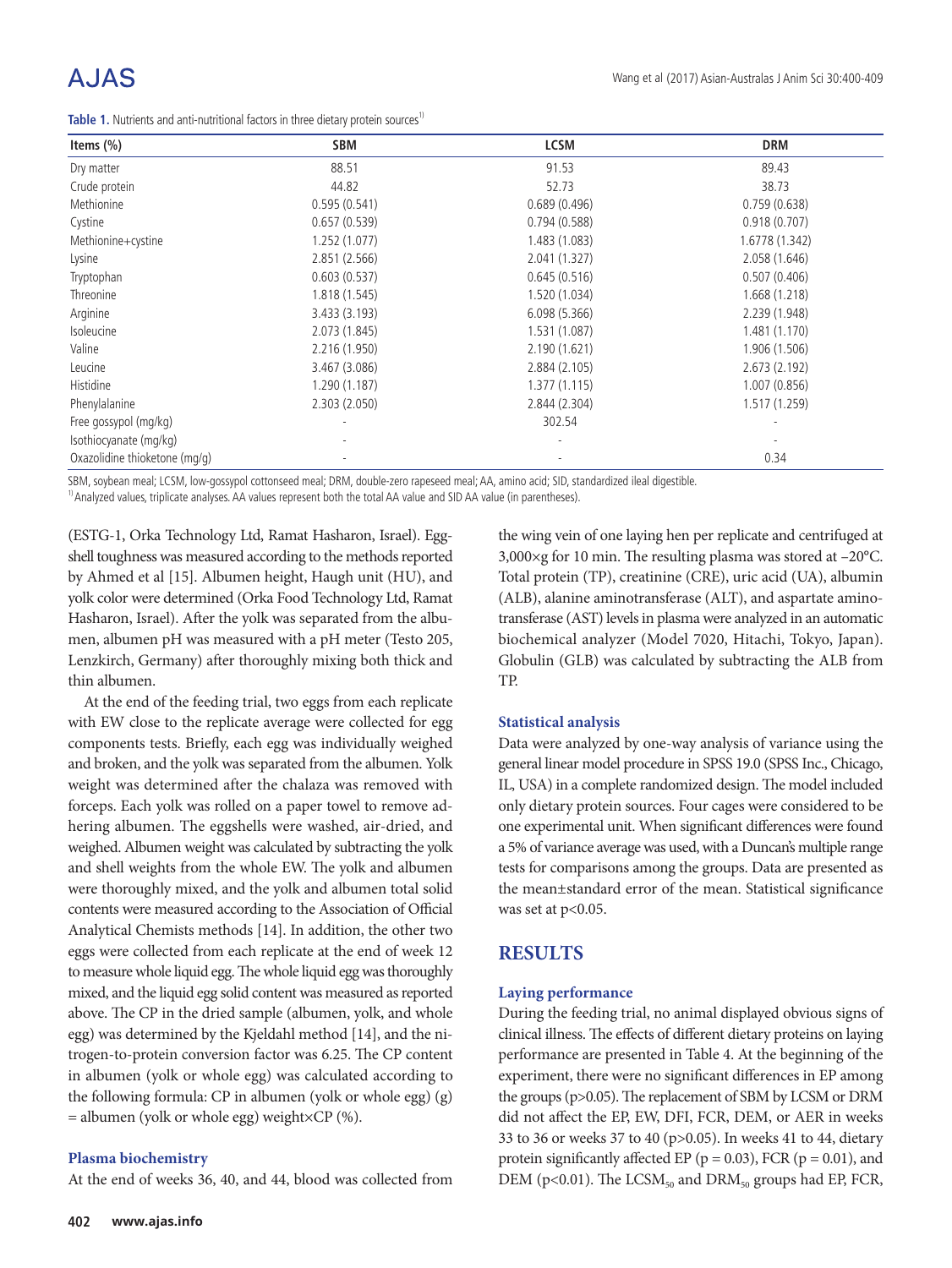**Table 1.** Nutrients and anti-nutritional factors in three dietary protein sources[1)]

| Items (%) | SBM | LCSM | DRM |
|---|---|---|---|
| Dry matter | 88.51 | 91.53 | 89.43 |
| Crude protein | 44.82 | 52.73 | 38.73 |
| Methionine | 0.595 (0.541) | 0.689 (0.496) | 0.759 (0.638) |
| Cystine | 0.657 (0.539) | 0.794 (0.588) | 0.918 (0.707) |
| Methionine+cystine | 1.252 (1.077) | 1.483 (1.083) | 1.6778 (1.342) |
| Lysine | 2.851 (2.566) | 2.041 (1.327) | 2.058 (1.646) |
| Tryptophan | 0.603 (0.537) | 0.645 (0.516) | 0.507 (0.406) |
| Threonine | 1.818 (1.545) | 1.520 (1.034) | 1.668 (1.218) |
| Arginine | 3.433 (3.193) | 6.098 (5.366) | 2.239 (1.948) |
| Isoleucine | 2.073 (1.845) | 1.531 (1.087) | 1.481 (1.170) |
| Valine | 2.216 (1.950) | 2.190 (1.621) | 1.906 (1.506) |
| Leucine | 3.467 (3.086) | 2.884 (2.105) | 2.673 (2.192) |
| Histidine | 1.290 (1.187) | 1.377 (1.115) | 1.007 (0.856) |
| Phenylalanine | 2.303 (2.050) | 2.844 (2.304) | 1.517 (1.259) |
| Free gossypol (mg/kg) | - | 302.54 | - |
| Isothiocyanate (mg/kg) | - | - | - |
| Oxazolidine thioketone (mg/g) | - | - | 0.34 |

SBM, soybean meal; LCSM, low-gossypol cottonseed meal; DRM, double-zero rapeseed meal; AA, amino acid; SID, standardized ileal digestible.
[1)] Analyzed values, triplicate analyses. AA values represent both the total AA value and SID AA value (in parentheses).

(ESTG-1, Orka Technology Ltd, Ramat Hasharon, Israel). Eggshell toughness was measured according to the methods reported by Ahmed et al [15]. Albumen height, Haugh unit (HU), and yolk color were determined (Orka Food Technology Ltd, Ramat Hasharon, Israel). After the yolk was separated from the albumen, albumen pH was measured with a pH meter (Testo 205, Lenzkirch, Germany) after thoroughly mixing both thick and thin albumen.

At the end of the feeding trial, two eggs from each replicate with EW close to the replicate average were collected for egg components tests. Briefly, each egg was individually weighed and broken, and the yolk was separated from the albumen. Yolk weight was determined after the chalaza was removed with forceps. Each yolk was rolled on a paper towel to remove adhering albumen. The eggshells were washed, air-dried, and weighed. Albumen weight was calculated by subtracting the yolk and shell weights from the whole EW. The yolk and albumen were thoroughly mixed, and the yolk and albumen total solid contents were measured according to the Association of Official Analytical Chemists methods [14]. In addition, the other two eggs were collected from each replicate at the end of week 12 to measure whole liquid egg. The whole liquid egg was thoroughly mixed, and the liquid egg solid content was measured as reported above. The CP in the dried sample (albumen, yolk, and whole egg) was determined by the Kjeldahl method [14], and the nitrogen-to-protein conversion factor was 6.25. The CP content in albumen (yolk or whole egg) was calculated according to the following formula: CP in albumen (yolk or whole egg) (g) = albumen (yolk or whole egg) weight×CP (%).

### Plasma biochemistry

At the end of weeks 36, 40, and 44, blood was collected from the wing vein of one laying hen per replicate and centrifuged at 3,000×g for 10 min. The resulting plasma was stored at –20°C. Total protein (TP), creatinine (CRE), uric acid (UA), albumin (ALB), alanine aminotransferase (ALT), and aspartate aminotransferase (AST) levels in plasma were analyzed in an automatic biochemical analyzer (Model 7020, Hitachi, Tokyo, Japan). Globulin (GLB) was calculated by subtracting the ALB from TP.

### Statistical analysis

Data were analyzed by one-way analysis of variance using the general linear model procedure in SPSS 19.0 (SPSS Inc., Chicago, IL, USA) in a complete randomized design. The model included only dietary protein sources. Four cages were considered to be one experimental unit. When significant differences were found a 5% of variance average was used, with a Duncan's multiple range tests for comparisons among the groups. Data are presented as the mean±standard error of the mean. Statistical significance was set at $p<0.05$.

## RESULTS

### Laying performance

During the feeding trial, no animal displayed obvious signs of clinical illness. The effects of different dietary proteins on laying performance are presented in Table 4. At the beginning of the experiment, there were no significant differences in EP among the groups ($p>0.05$). The replacement of SBM by LCSM or DRM did not affect the EP, EW, DFI, FCR, DEM, or AER in weeks 33 to 36 or weeks 37 to 40 ($p>0.05$). In weeks 41 to 44, dietary protein significantly affected EP ($p = 0.03$), FCR ($p = 0.01$), and DEM ($p<0.01$). The $LCSM_{50}$ and $DRM_{50}$ groups had EP, FCR,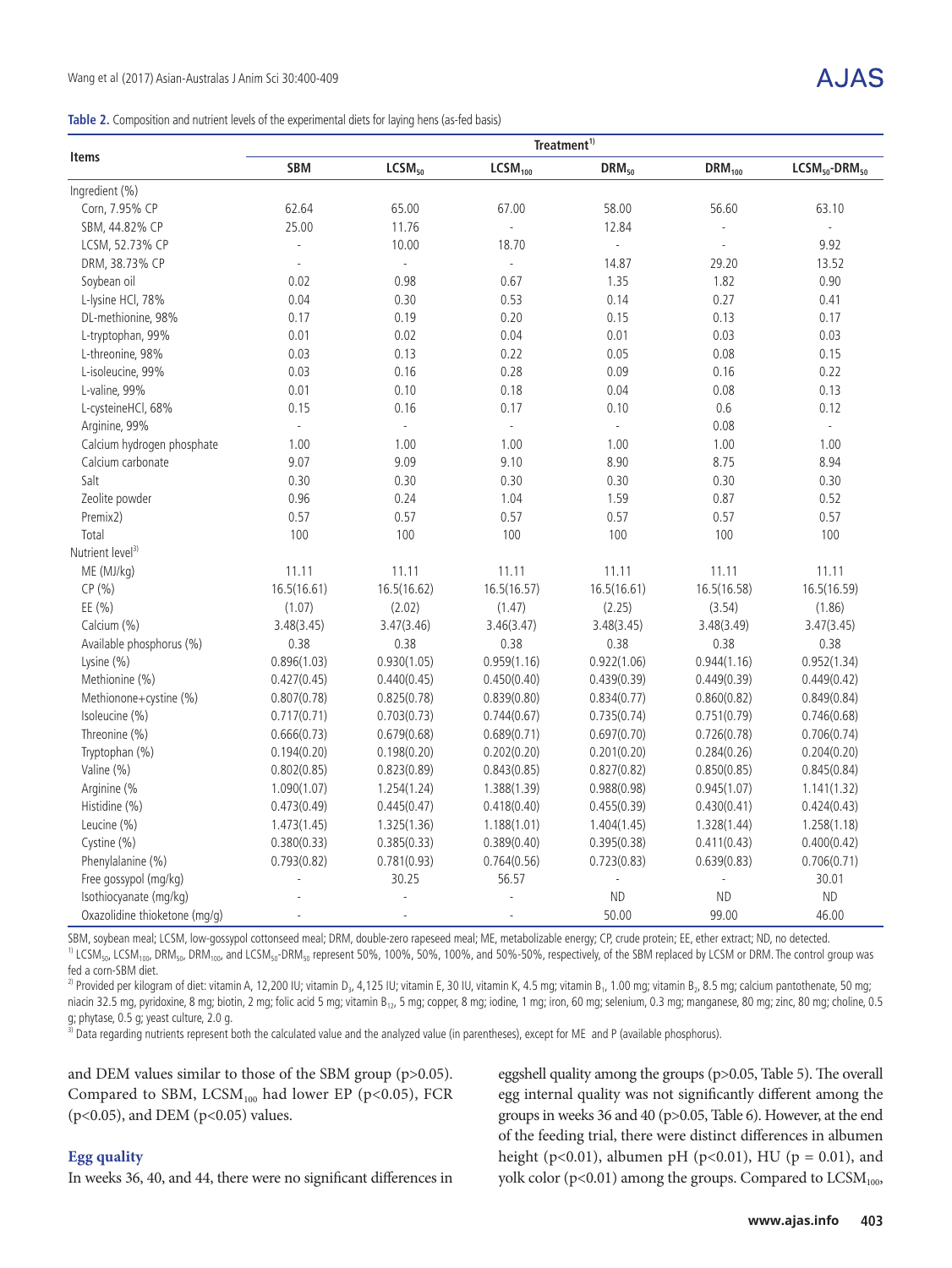**Table 2.** Composition and nutrient levels of the experimental diets for laying hens (as-fed basis)

| Items | Treatment[1)] | | | | | |
|---|---|---|---|---|---|---|
| | SBM | $LCSM_{50}$ | $LCSM_{100}$ | $DRM_{50}$ | $DRM_{100}$ | $LCSM_{50}$-$DRM_{50}$ |
| Ingredient (%) | | | | | | |
| Corn, 7.95% CP | 62.64 | 65.00 | 67.00 | 58.00 | 56.60 | 63.10 |
| SBM, 44.82% CP | 25.00 | 11.76 | - | 12.84 | - | - |
| LCSM, 52.73% CP | - | 10.00 | 18.70 | - | - | 9.92 |
| DRM, 38.73% CP | - | - | - | 14.87 | 29.20 | 13.52 |
| Soybean oil | 0.02 | 0.98 | 0.67 | 1.35 | 1.82 | 0.90 |
| L-lysine HCl, 78% | 0.04 | 0.30 | 0.53 | 0.14 | 0.27 | 0.41 |
| DL-methionine, 98% | 0.17 | 0.19 | 0.20 | 0.15 | 0.13 | 0.17 |
| L-tryptophan, 99% | 0.01 | 0.02 | 0.04 | 0.01 | 0.03 | 0.03 |
| L-threonine, 98% | 0.03 | 0.13 | 0.22 | 0.05 | 0.08 | 0.15 |
| L-isoleucine, 99% | 0.03 | 0.16 | 0.28 | 0.09 | 0.16 | 0.22 |
| L-valine, 99% | 0.01 | 0.10 | 0.18 | 0.04 | 0.08 | 0.13 |
| L-cysteineHCl, 68% | 0.15 | 0.16 | 0.17 | 0.10 | 0.6 | 0.12 |
| Arginine, 99% | - | - | - | - | 0.08 | - |
| Calcium hydrogen phosphate | 1.00 | 1.00 | 1.00 | 1.00 | 1.00 | 1.00 |
| Calcium carbonate | 9.07 | 9.09 | 9.10 | 8.90 | 8.75 | 8.94 |
| Salt | 0.30 | 0.30 | 0.30 | 0.30 | 0.30 | 0.30 |
| Zeolite powder | 0.96 | 0.24 | 1.04 | 1.59 | 0.87 | 0.52 |
| Premix2) | 0.57 | 0.57 | 0.57 | 0.57 | 0.57 | 0.57 |
| Total | 100 | 100 | 100 | 100 | 100 | 100 |
| Nutrient level[3)] | | | | | | |
| ME (MJ/kg) | 11.11 | 11.11 | 11.11 | 11.11 | 11.11 | 11.11 |
| CP (%) | 16.5(16.61) | 16.5(16.62) | 16.5(16.57) | 16.5(16.61) | 16.5(16.58) | 16.5(16.59) |
| EE (%) | (1.07) | (2.02) | (1.47) | (2.25) | (3.54) | (1.86) |
| Calcium (%) | 3.48(3.45) | 3.47(3.46) | 3.46(3.47) | 3.48(3.45) | 3.48(3.49) | 3.47(3.45) |
| Available phosphorus (%) | 0.38 | 0.38 | 0.38 | 0.38 | 0.38 | 0.38 |
| Lysine (%) | 0.896(1.03) | 0.930(1.05) | 0.959(1.16) | 0.922(1.06) | 0.944(1.16) | 0.952(1.34) |
| Methionine (%) | 0.427(0.45) | 0.440(0.45) | 0.450(0.40) | 0.439(0.39) | 0.449(0.39) | 0.449(0.42) |
| Methionone+cystine (%) | 0.807(0.78) | 0.825(0.78) | 0.839(0.80) | 0.834(0.77) | 0.860(0.82) | 0.849(0.84) |
| Isoleucine (%) | 0.717(0.71) | 0.703(0.73) | 0.744(0.67) | 0.735(0.74) | 0.751(0.79) | 0.746(0.68) |
| Threonine (%) | 0.666(0.73) | 0.679(0.68) | 0.689(0.71) | 0.697(0.70) | 0.726(0.78) | 0.706(0.74) |
| Tryptophan (%) | 0.194(0.20) | 0.198(0.20) | 0.202(0.20) | 0.201(0.20) | 0.284(0.26) | 0.204(0.20) |
| Valine (%) | 0.802(0.85) | 0.823(0.89) | 0.843(0.85) | 0.827(0.82) | 0.850(0.85) | 0.845(0.84) |
| Arginine (% | 1.090(1.07) | 1.254(1.24) | 1.388(1.39) | 0.988(0.98) | 0.945(1.07) | 1.141(1.32) |
| Histidine (%) | 0.473(0.49) | 0.445(0.47) | 0.418(0.40) | 0.455(0.39) | 0.430(0.41) | 0.424(0.43) |
| Leucine (%) | 1.473(1.45) | 1.325(1.36) | 1.188(1.01) | 1.404(1.45) | 1.328(1.44) | 1.258(1.18) |
| Cystine (%) | 0.380(0.33) | 0.385(0.33) | 0.389(0.40) | 0.395(0.38) | 0.411(0.43) | 0.400(0.42) |
| Phenylalanine (%) | 0.793(0.82) | 0.781(0.93) | 0.764(0.56) | 0.723(0.83) | 0.639(0.83) | 0.706(0.71) |
| Free gossypol (mg/kg) | - | 30.25 | 56.57 | - | - | 30.01 |
| Isothiocyanate (mg/kg) | - | - | - | ND | ND | ND |
| Oxazolidine thioketone (mg/g) | - | - | - | 50.00 | 99.00 | 46.00 |

SBM, soybean meal; LCSM, low-gossypol cottonseed meal; DRM, double-zero rapeseed meal; ME, metabolizable energy; CP, crude protein; EE, ether extract; ND, no detected.

[1)] $LCSM_{50}$, $LCSM_{100}$, $DRM_{50}$, $DRM_{100}$, and $LCSM_{50}$-$DRM_{50}$ represent 50%, 100%, 50%, 100%, and 50%-50%, respectively, of the SBM replaced by LCSM or DRM. The control group was fed a corn-SBM diet.

[2)] Provided per kilogram of diet: vitamin A, 12,200 IU; vitamin $D_3$, 4,125 IU; vitamin E, 30 IU, vitamin K, 4.5 mg; vitamin $B_1$, 1.00 mg; vitamin $B_2$, 8.5 mg; calcium pantothenate, 50 mg; niacin 32.5 mg, pyridoxine, 8 mg; biotin, 2 mg; folic acid 5 mg; vitamin $B_{12}$, 5 mg; copper, 8 mg; iodine, 1 mg; iron, 60 mg; selenium, 0.3 mg; manganese, 80 mg; zinc, 80 mg; choline, 0.5 g; phytase, 0.5 g; yeast culture, 2.0 g.

[3)] Data regarding nutrients represent both the calculated value and the analyzed value (in parentheses), except for ME and P (available phosphorus).

and DEM values similar to those of the SBM group ($p>0.05$). Compared to SBM, $LCSM_{100}$ had lower EP ($p<0.05$), FCR ($p<0.05$), and DEM ($p<0.05$) values.

### Egg quality

In weeks 36, 40, and 44, there were no significant differences in eggshell quality among the groups ($p>0.05$, Table 5). The overall egg internal quality was not significantly different among the groups in weeks 36 and 40 ($p>0.05$, Table 6). However, at the end of the feeding trial, there were distinct differences in albumen height ($p<0.01$), albumen pH ($p<0.01$), HU ($p = 0.01$), and yolk color ($p<0.01$) among the groups. Compared to $LCSM_{100}$,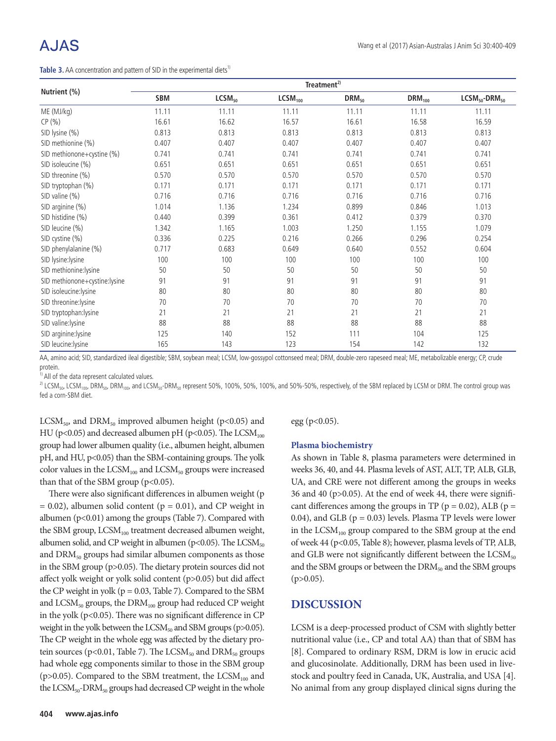**Table 3.** AA concentration and pattern of SID in the experimental diets[1)]

| Nutrient (%) | Treatment[2)] | | | | | |
|---|---|---|---|---|---|---|
| | SBM | $LCSM_{50}$ | $LCSM_{100}$ | $DRM_{50}$ | $DRM_{100}$ | $LCSM_{50}$-$DRM_{50}$ |
| ME (MJ/kg) | 11.11 | 11.11 | 11.11 | 11.11 | 11.11 | 11.11 |
| CP (%) | 16.61 | 16.62 | 16.57 | 16.61 | 16.58 | 16.59 |
| SID lysine (%) | 0.813 | 0.813 | 0.813 | 0.813 | 0.813 | 0.813 |
| SID methionine (%) | 0.407 | 0.407 | 0.407 | 0.407 | 0.407 | 0.407 |
| SID methionone+cystine (%) | 0.741 | 0.741 | 0.741 | 0.741 | 0.741 | 0.741 |
| SID isoleucine (%) | 0.651 | 0.651 | 0.651 | 0.651 | 0.651 | 0.651 |
| SID threonine (%) | 0.570 | 0.570 | 0.570 | 0.570 | 0.570 | 0.570 |
| SID tryptophan (%) | 0.171 | 0.171 | 0.171 | 0.171 | 0.171 | 0.171 |
| SID valine (%) | 0.716 | 0.716 | 0.716 | 0.716 | 0.716 | 0.716 |
| SID arginine (%) | 1.014 | 1.136 | 1.234 | 0.899 | 0.846 | 1.013 |
| SID histidine (%) | 0.440 | 0.399 | 0.361 | 0.412 | 0.379 | 0.370 |
| SID leucine (%) | 1.342 | 1.165 | 1.003 | 1.250 | 1.155 | 1.079 |
| SID cystine (%) | 0.336 | 0.225 | 0.216 | 0.266 | 0.296 | 0.254 |
| SID phenylalanine (%) | 0.717 | 0.683 | 0.649 | 0.640 | 0.552 | 0.604 |
| SID lysine:lysine | 100 | 100 | 100 | 100 | 100 | 100 |
| SID methionine:lysine | 50 | 50 | 50 | 50 | 50 | 50 |
| SID methionone+cystine:lysine | 91 | 91 | 91 | 91 | 91 | 91 |
| SID isoleucine:lysine | 80 | 80 | 80 | 80 | 80 | 80 |
| SID threonine:lysine | 70 | 70 | 70 | 70 | 70 | 70 |
| SID tryptophan:lysine | 21 | 21 | 21 | 21 | 21 | 21 |
| SID valine:lysine | 88 | 88 | 88 | 88 | 88 | 88 |
| SID arginine:lysine | 125 | 140 | 152 | 111 | 104 | 125 |
| SID leucine:lysine | 165 | 143 | 123 | 154 | 142 | 132 |

AA, amino acid; SID, standardized ileal digestible; SBM, soybean meal; LCSM, low-gossypol cottonseed meal; DRM, double-zero rapeseed meal; ME, metabolizable energy; CP, crude protein.

[1)] All of the data represent calculated values.

[2)] $LCSM_{50}$, $LCSM_{100}$, $DRM_{50}$, $DRM_{100}$, and $LCSM_{50}$-$DRM_{50}$ represent 50%, 100%, 50%, 100%, and 50%-50%, respectively, of the SBM replaced by LCSM or DRM. The control group was fed a corn-SBM diet.

$LCSM_{50}$, and $DRM_{50}$ improved albumen height ($p<0.05$) and HU ($p<0.05$) and decreased albumen pH ($p<0.05$). The $LCSM_{100}$ group had lower albumen quality (i.e., albumen height, albumen pH, and HU, $p<0.05$) than the SBM-containing groups. The yolk color values in the $LCSM_{100}$ and $LCSM_{50}$ groups were increased than that of the SBM group ($p<0.05$).

There were also significant differences in albumen weight ($p = 0.02$), albumen solid content ($p = 0.01$), and CP weight in albumen ($p<0.01$) among the groups (Table 7). Compared with the SBM group, $LCSM_{100}$ treatment decreased albumen weight, albumen solid, and CP weight in albumen ($p<0.05$). The $LCSM_{50}$ and $DRM_{50}$ groups had similar albumen components as those in the SBM group ($p>0.05$). The dietary protein sources did not affect yolk weight or yolk solid content ($p>0.05$) but did affect the CP weight in yolk ($p = 0.03$, Table 7). Compared to the SBM and $LCSM_{50}$ groups, the $DRM_{100}$ group had reduced CP weight in the yolk ($p<0.05$). There was no significant difference in CP weight in the yolk between the $LCSM_{50}$ and SBM groups ($p>0.05$). The CP weight in the whole egg was affected by the dietary protein sources ($p<0.01$, Table 7). The $LCSM_{50}$ and $DRM_{50}$ groups had whole egg components similar to those in the SBM group ($p>0.05$). Compared to the SBM treatment, the $LCSM_{100}$ and the $LCSM_{50}$-$DRM_{50}$ groups had decreased CP weight in the whole egg ($p<0.05$).

### Plasma biochemistry

As shown in Table 8, plasma parameters were determined in weeks 36, 40, and 44. Plasma levels of AST, ALT, TP, ALB, GLB, UA, and CRE were not different among the groups in weeks 36 and 40 ($p>0.05$). At the end of week 44, there were significant differences among the groups in TP ($p = 0.02$), ALB ($p = 0.04$), and GLB ($p = 0.03$) levels. Plasma TP levels were lower in the $LCSM_{100}$ group compared to the SBM group at the end of week 44 ($p<0.05$, Table 8); however, plasma levels of TP, ALB, and GLB were not significantly different between the $LCSM_{50}$ and the SBM groups or between the $DRM_{50}$ and the SBM groups ($p>0.05$).

## DISCUSSION

LCSM is a deep-processed product of CSM with slightly better nutritional value (i.e., CP and total AA) than that of SBM has [8]. Compared to ordinary RSM, DRM is low in erucic acid and glucosinolate. Additionally, DRM has been used in livestock and poultry feed in Canada, UK, Australia, and USA [4]. No animal from any group displayed clinical signs during the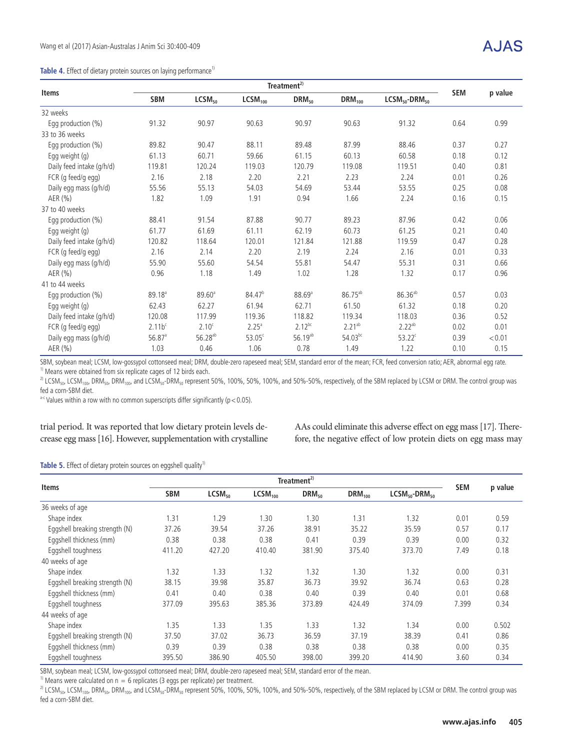**Table 4.** Effect of dietary protein sources on laying performance[1)]

| Items | Treatment[2)] | | | | | | SEM | p value |
|---|---|---|---|---|---|---|---|---|
| | SBM | $LCSM_{50}$ | $LCSM_{100}$ | $DRM_{50}$ | $DRM_{100}$ | $LCSM_{50}$-$DRM_{50}$ | | |
| 32 weeks | | | | | | | | |
| Egg production (%) | 91.32 | 90.97 | 90.63 | 90.97 | 90.63 | 91.32 | 0.64 | 0.99 |
| 33 to 36 weeks | | | | | | | | |
| Egg production (%) | 89.82 | 90.47 | 88.11 | 89.48 | 87.99 | 88.46 | 0.37 | 0.27 |
| Egg weight (g) | 61.13 | 60.71 | 59.66 | 61.15 | 60.13 | 60.58 | 0.18 | 0.12 |
| Daily feed intake (g/h/d) | 119.81 | 120.24 | 119.03 | 120.79 | 119.08 | 119.51 | 0.40 | 0.81 |
| FCR (g feed/g egg) | 2.16 | 2.18 | 2.20 | 2.21 | 2.23 | 2.24 | 0.01 | 0.26 |
| Daily egg mass (g/h/d) | 55.56 | 55.13 | 54.03 | 54.69 | 53.44 | 53.55 | 0.25 | 0.08 |
| AER (%) | 1.82 | 1.09 | 1.91 | 0.94 | 1.66 | 2.24 | 0.16 | 0.15 |
| 37 to 40 weeks | | | | | | | | |
| Egg production (%) | 88.41 | 91.54 | 87.88 | 90.77 | 89.23 | 87.96 | 0.42 | 0.06 |
| Egg weight (g) | 61.77 | 61.69 | 61.11 | 62.19 | 60.73 | 61.25 | 0.21 | 0.40 |
| Daily feed intake (g/h/d) | 120.82 | 118.64 | 120.01 | 121.84 | 121.88 | 119.59 | 0.47 | 0.28 |
| FCR (g feed/g egg) | 2.16 | 2.14 | 2.20 | 2.19 | 2.24 | 2.16 | 0.01 | 0.33 |
| Daily egg mass (g/h/d) | 55.90 | 55.60 | 54.54 | 55.81 | 54.47 | 55.31 | 0.31 | 0.66 |
| AER (%) | 0.96 | 1.18 | 1.49 | 1.02 | 1.28 | 1.32 | 0.17 | 0.96 |
| 41 to 44 weeks | | | | | | | | |
| Egg production (%) | 89.18[a] | 89.60[a] | 84.47[b] | 88.69[a] | 86.75[ab] | 86.36[ab] | 0.57 | 0.03 |
| Egg weight (g) | 62.43 | 62.27 | 61.94 | 62.71 | 61.50 | 61.32 | 0.18 | 0.20 |
| Daily feed intake (g/h/d) | 120.08 | 117.99 | 119.36 | 118.82 | 119.34 | 118.03 | 0.36 | 0.52 |
| FCR (g feed/g egg) | 2.11b[c] | 2.10[c] | 2.25[a] | 2.12[bc] | 2.21[ab] | 2.22[ab] | 0.02 | 0.01 |
| Daily egg mass (g/h/d) | 56.87[a] | 56.28[ab] | 53.05[c] | 56.19[ab] | 54.03[bc] | 53.22[c] | 0.39 | <0.01 |
| AER (%) | 1.03 | 0.46 | 1.06 | 0.78 | 1.49 | 1.22 | 0.10 | 0.15 |

SBM, soybean meal; LCSM, low-gossypol cottonseed meal; DRM, double-zero rapeseed meal; SEM, standard error of the mean; FCR, feed conversion ratio; AER, abnormal egg rate.
[1)] Means were obtained from six replicate cages of 12 birds each.
[2)] $LCSM_{50}$, $LCSM_{100}$, $DRM_{50}$, $DRM_{100}$, and $LCSM_{50}$-$DRM_{50}$ represent 50%, 100%, 50%, 100%, and 50%-50%, respectively, of the SBM replaced by LCSM or DRM. The control group was fed a corn-SBM diet.
[a-c] Values within a row with no common superscripts differ significantly ($p<0.05$).

trial period. It was reported that low dietary protein levels decrease egg mass [16]. However, supplementation with crystalline AAs could eliminate this adverse effect on egg mass [17]. Therefore, the negative effect of low protein diets on egg mass may

**Table 5.** Effect of dietary protein sources on eggshell quality[1)]

| Items | Treatment[2)] | | | | | | SEM | p value |
|---|---|---|---|---|---|---|---|---|
| | SBM | $LCSM_{50}$ | $LCSM_{100}$ | $DRM_{50}$ | $DRM_{100}$ | $LCSM_{50}$-$DRM_{50}$ | | |
| 36 weeks of age | | | | | | | | |
| Shape index | 1.31 | 1.29 | 1.30 | 1.30 | 1.31 | 1.32 | 0.01 | 0.59 |
| Eggshell breaking strength (N) | 37.26 | 39.54 | 37.26 | 38.91 | 35.22 | 35.59 | 0.57 | 0.17 |
| Eggshell thickness (mm) | 0.38 | 0.38 | 0.38 | 0.41 | 0.39 | 0.39 | 0.00 | 0.32 |
| Eggshell toughness | 411.20 | 427.20 | 410.40 | 381.90 | 375.40 | 373.70 | 7.49 | 0.18 |
| 40 weeks of age | | | | | | | | |
| Shape index | 1.32 | 1.33 | 1.32 | 1.32 | 1.30 | 1.32 | 0.00 | 0.31 |
| Eggshell breaking strength (N) | 38.15 | 39.98 | 35.87 | 36.73 | 39.92 | 36.74 | 0.63 | 0.28 |
| Eggshell thickness (mm) | 0.41 | 0.40 | 0.38 | 0.40 | 0.39 | 0.40 | 0.01 | 0.68 |
| Eggshell toughness | 377.09 | 395.63 | 385.36 | 373.89 | 424.49 | 374.09 | 7.399 | 0.34 |
| 44 weeks of age | | | | | | | | |
| Shape index | 1.35 | 1.33 | 1.35 | 1.33 | 1.32 | 1.34 | 0.00 | 0.502 |
| Eggshell breaking strength (N) | 37.50 | 37.02 | 36.73 | 36.59 | 37.19 | 38.39 | 0.41 | 0.86 |
| Eggshell thickness (mm) | 0.39 | 0.39 | 0.38 | 0.38 | 0.38 | 0.38 | 0.00 | 0.35 |
| Eggshell toughness | 395.50 | 386.90 | 405.50 | 398.00 | 399.20 | 414.90 | 3.60 | 0.34 |

SBM, soybean meal; LCSM, low-gossypol cottonseed meal; DRM, double-zero rapeseed meal; SEM, standard error of the mean.
[1)] Means were calculated on n = 6 replicates (3 eggs per replicate) per treatment.
[2)] $LCSM_{50}$, $LCSM_{100}$, $DRM_{50}$, $DRM_{100}$, and $LCSM_{50}$-$DRM_{50}$ represent 50%, 100%, 50%, 100%, and 50%-50%, respectively, of the SBM replaced by LCSM or DRM. The control group was fed a corn-SBM diet.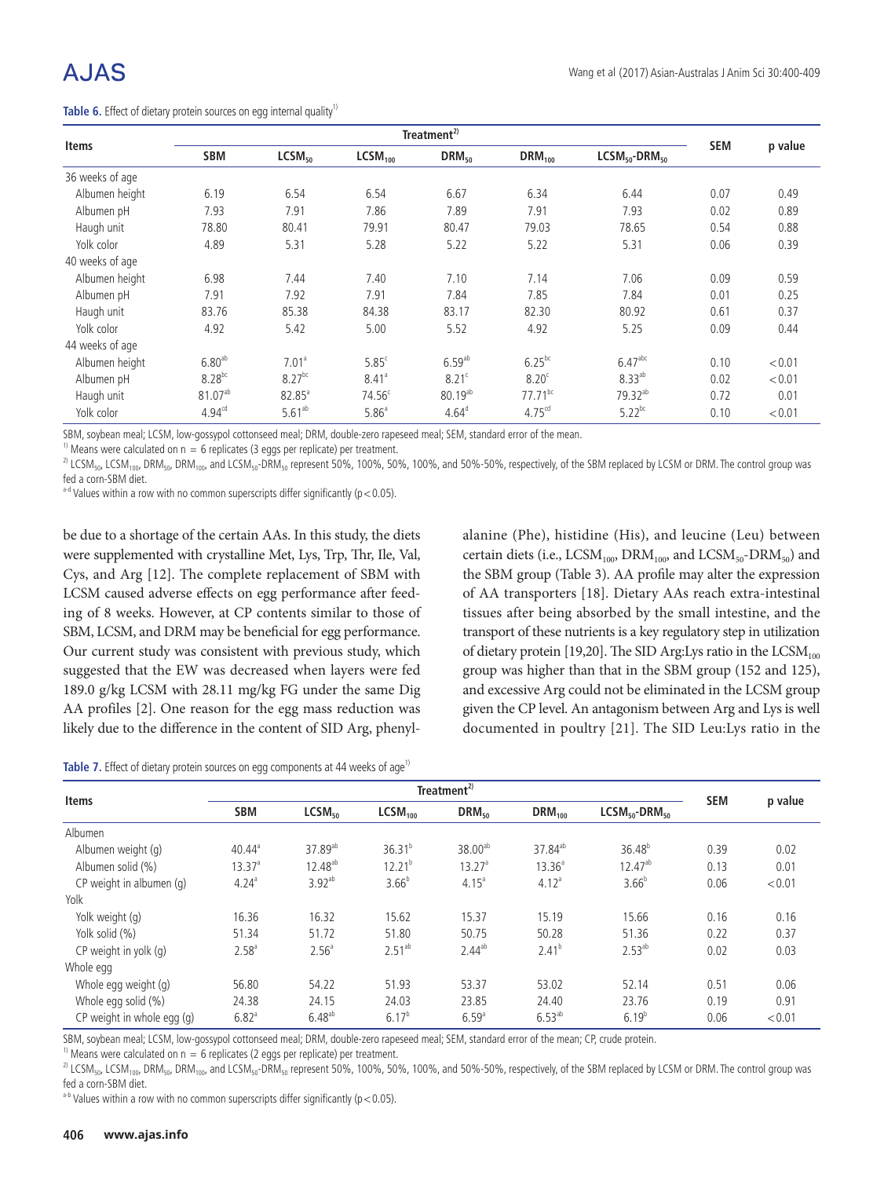**Table 6.** Effect of dietary protein sources on egg internal quality[1)]

| Items | Treatment[2)] | | | | | | SEM | p value |
|---|---|---|---|---|---|---|---|---|
| | SBM | $LCSM_{50}$ | $LCSM_{100}$ | $DRM_{50}$ | $DRM_{100}$ | $LCSM_{50}$-$DRM_{50}$ | | |
| 36 weeks of age | | | | | | | | |
| Albumen height | 6.19 | 6.54 | 6.54 | 6.67 | 6.34 | 6.44 | 0.07 | 0.49 |
| Albumen pH | 7.93 | 7.91 | 7.86 | 7.89 | 7.91 | 7.93 | 0.02 | 0.89 |
| Haugh unit | 78.80 | 80.41 | 79.91 | 80.47 | 79.03 | 78.65 | 0.54 | 0.88 |
| Yolk color | 4.89 | 5.31 | 5.28 | 5.22 | 5.22 | 5.31 | 0.06 | 0.39 |
| 40 weeks of age | | | | | | | | |
| Albumen height | 6.98 | 7.44 | 7.40 | 7.10 | 7.14 | 7.06 | 0.09 | 0.59 |
| Albumen pH | 7.91 | 7.92 | 7.91 | 7.84 | 7.85 | 7.84 | 0.01 | 0.25 |
| Haugh unit | 83.76 | 85.38 | 84.38 | 83.17 | 82.30 | 80.92 | 0.61 | 0.37 |
| Yolk color | 4.92 | 5.42 | 5.00 | 5.52 | 4.92 | 5.25 | 0.09 | 0.44 |
| 44 weeks of age | | | | | | | | |
| Albumen height | $6.80^{ab}$ | $7.01^{a}$ | $5.85^{c}$ | $6.59^{ab}$ | $6.25^{bc}$ | $6.47^{abc}$ | 0.10 | <0.01 |
| Albumen pH | $8.28^{bc}$ | $8.27^{bc}$ | $8.41^{a}$ | $8.21^{c}$ | $8.20^{c}$ | $8.33^{ab}$ | 0.02 | <0.01 |
| Haugh unit | $81.07^{ab}$ | $82.85^{a}$ | $74.56^{c}$ | $80.19^{ab}$ | $77.71^{bc}$ | $79.32^{ab}$ | 0.72 | 0.01 |
| Yolk color | $4.94^{cd}$ | $5.61^{ab}$ | $5.86^{a}$ | $4.64^{d}$ | $4.75^{cd}$ | $5.22^{bc}$ | 0.10 | <0.01 |

SBM, soybean meal; LCSM, low-gossypol cottonseed meal; DRM, double-zero rapeseed meal; SEM, standard error of the mean.

[1)] Means were calculated on n = 6 replicates (3 eggs per replicate) per treatment.

[2)] $LCSM_{50}$, $LCSM_{100}$, $DRM_{50}$, $DRM_{100}$, and $LCSM_{50}$-$DRM_{50}$ represent 50%, 100%, 50%, 100%, and 50%-50%, respectively, of the SBM replaced by LCSM or DRM. The control group was fed a corn-SBM diet.

[a-d] Values within a row with no common superscripts differ significantly ($p<0.05$).

be due to a shortage of the certain AAs. In this study, the diets were supplemented with crystalline Met, Lys, Trp, Thr, Ile, Val, Cys, and Arg [12]. The complete replacement of SBM with LCSM caused adverse effects on egg performance after feeding of 8 weeks. However, at CP contents similar to those of SBM, LCSM, and DRM may be beneficial for egg performance. Our current study was consistent with previous study, which suggested that the EW was decreased when layers were fed 189.0 g/kg LCSM with 28.11 mg/kg FG under the same Dig AA profiles [2]. One reason for the egg mass reduction was likely due to the difference in the content of SID Arg, phenylalanine (Phe), histidine (His), and leucine (Leu) between certain diets (i.e., $LCSM_{100}$, $DRM_{100}$, and $LCSM_{50}$-$DRM_{50}$) and the SBM group (Table 3). AA profile may alter the expression of AA transporters [18]. Dietary AAs reach extra-intestinal tissues after being absorbed by the small intestine, and the transport of these nutrients is a key regulatory step in utilization of dietary protein [19,20]. The SID Arg:Lys ratio in the $LCSM_{100}$ group was higher than that in the SBM group (152 and 125), and excessive Arg could not be eliminated in the LCSM group given the CP level. An antagonism between Arg and Lys is well documented in poultry [21]. The SID Leu:Lys ratio in the

**Table 7.** Effect of dietary protein sources on egg components at 44 weeks of age[1)]

| Items | Treatment[2)] | | | | | | SEM | p value |
|---|---|---|---|---|---|---|---|---|
| | SBM | $LCSM_{50}$ | $LCSM_{100}$ | $DRM_{50}$ | $DRM_{100}$ | $LCSM_{50}$-$DRM_{50}$ | | |
| Albumen | | | | | | | | |
| Albumen weight (g) | $40.44^{a}$ | $37.89^{ab}$ | $36.31^{b}$ | $38.00^{ab}$ | $37.84^{ab}$ | $36.48^{b}$ | 0.39 | 0.02 |
| Albumen solid (%) | $13.37^{a}$ | $12.48^{ab}$ | $12.21^{b}$ | $13.27^{a}$ | $13.36^{a}$ | $12.47^{ab}$ | 0.13 | 0.01 |
| CP weight in albumen (g) | $4.24^{a}$ | $3.92^{ab}$ | $3.66^{b}$ | $4.15^{a}$ | $4.12^{a}$ | $3.66^{b}$ | 0.06 | <0.01 |
| Yolk | | | | | | | | |
| Yolk weight (g) | 16.36 | 16.32 | 15.62 | 15.37 | 15.19 | 15.66 | 0.16 | 0.16 |
| Yolk solid (%) | 51.34 | 51.72 | 51.80 | 50.75 | 50.28 | 51.36 | 0.22 | 0.37 |
| CP weight in yolk (g) | $2.58^{a}$ | $2.56^{a}$ | $2.51^{ab}$ | $2.44^{ab}$ | $2.41^{b}$ | $2.53^{ab}$ | 0.02 | 0.03 |
| Whole egg | | | | | | | | |
| Whole egg weight (g) | 56.80 | 54.22 | 51.93 | 53.37 | 53.02 | 52.14 | 0.51 | 0.06 |
| Whole egg solid (%) | 24.38 | 24.15 | 24.03 | 23.85 | 24.40 | 23.76 | 0.19 | 0.91 |
| CP weight in whole egg (g) | $6.82^{a}$ | $6.48^{ab}$ | $6.17^{b}$ | $6.59^{a}$ | $6.53^{ab}$ | $6.19^{b}$ | 0.06 | <0.01 |

SBM, soybean meal; LCSM, low-gossypol cottonseed meal; DRM, double-zero rapeseed meal; SEM, standard error of the mean; CP, crude protein.

[1)] Means were calculated on n = 6 replicates (2 eggs per replicate) per treatment.

[2)] $LCSM_{50}$, $LCSM_{100}$, $DRM_{50}$, $DRM_{100}$, and $LCSM_{50}$-$DRM_{50}$ represent 50%, 100%, 50%, 100%, and 50%-50%, respectively, of the SBM replaced by LCSM or DRM. The control group was fed a corn-SBM diet.

[a-b] Values within a row with no common superscripts differ significantly ($p<0.05$).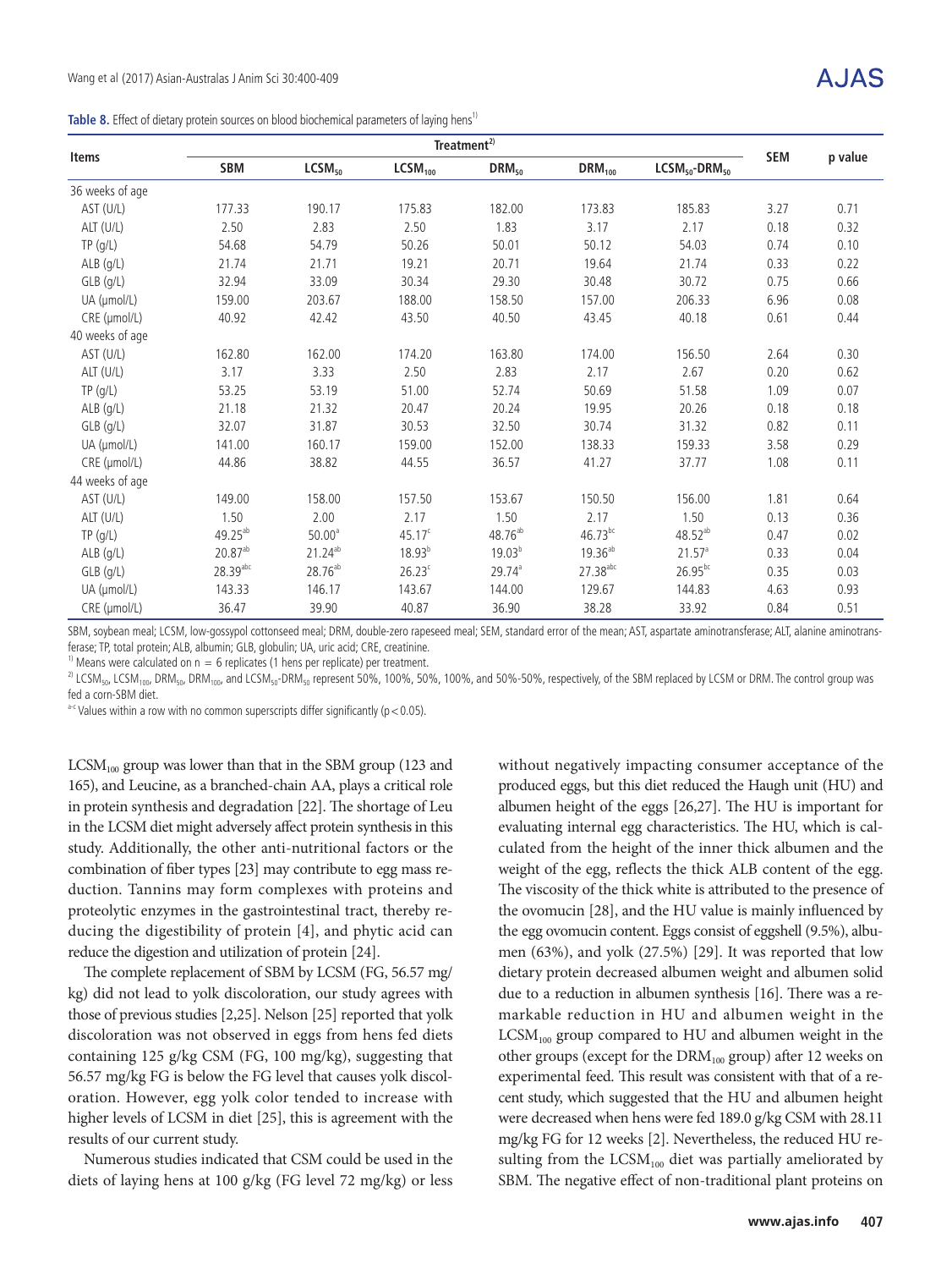**Table 8.** Effect of dietary protein sources on blood biochemical parameters of laying hens[1)]

| Items | Treatment[2)] | | | | | | SEM | p value |
|---|---|---|---|---|---|---|---|---|
| | SBM | $LCSM_{50}$ | $LCSM_{100}$ | $DRM_{50}$ | $DRM_{100}$ | $LCSM_{50}$-$DRM_{50}$ | | |
| 36 weeks of age | | | | | | | | |
| AST (U/L) | 177.33 | 190.17 | 175.83 | 182.00 | 173.83 | 185.83 | 3.27 | 0.71 |
| ALT (U/L) | 2.50 | 2.83 | 2.50 | 1.83 | 3.17 | 2.17 | 0.18 | 0.32 |
| TP (g/L) | 54.68 | 54.79 | 50.26 | 50.01 | 50.12 | 54.03 | 0.74 | 0.10 |
| ALB (g/L) | 21.74 | 21.71 | 19.21 | 20.71 | 19.64 | 21.74 | 0.33 | 0.22 |
| GLB (g/L) | 32.94 | 33.09 | 30.34 | 29.30 | 30.48 | 30.72 | 0.75 | 0.66 |
| UA (μmol/L) | 159.00 | 203.67 | 188.00 | 158.50 | 157.00 | 206.33 | 6.96 | 0.08 |
| CRE (μmol/L) | 40.92 | 42.42 | 43.50 | 40.50 | 43.45 | 40.18 | 0.61 | 0.44 |
| 40 weeks of age | | | | | | | | |
| AST (U/L) | 162.80 | 162.00 | 174.20 | 163.80 | 174.00 | 156.50 | 2.64 | 0.30 |
| ALT (U/L) | 3.17 | 3.33 | 2.50 | 2.83 | 2.17 | 2.67 | 0.20 | 0.62 |
| TP (g/L) | 53.25 | 53.19 | 51.00 | 52.74 | 50.69 | 51.58 | 1.09 | 0.07 |
| ALB (g/L) | 21.18 | 21.32 | 20.47 | 20.24 | 19.95 | 20.26 | 0.18 | 0.18 |
| GLB (g/L) | 32.07 | 31.87 | 30.53 | 32.50 | 30.74 | 31.32 | 0.82 | 0.11 |
| UA (μmol/L) | 141.00 | 160.17 | 159.00 | 152.00 | 138.33 | 159.33 | 3.58 | 0.29 |
| CRE (μmol/L) | 44.86 | 38.82 | 44.55 | 36.57 | 41.27 | 37.77 | 1.08 | 0.11 |
| 44 weeks of age | | | | | | | | |
| AST (U/L) | 149.00 | 158.00 | 157.50 | 153.67 | 150.50 | 156.00 | 1.81 | 0.64 |
| ALT (U/L) | 1.50 | 2.00 | 2.17 | 1.50 | 2.17 | 1.50 | 0.13 | 0.36 |
| TP (g/L) | $49.25^{ab}$ | $50.00^{a}$ | $45.17^{c}$ | $48.76^{ab}$ | $46.73^{bc}$ | $48.52^{ab}$ | 0.47 | 0.02 |
| ALB (g/L) | $20.87^{ab}$ | $21.24^{ab}$ | $18.93^{b}$ | $19.03^{b}$ | $19.36^{ab}$ | $21.57^{a}$ | 0.33 | 0.04 |
| GLB (g/L) | $28.39^{abc}$ | $28.76^{ab}$ | $26.23^{c}$ | $29.74^{a}$ | $27.38^{abc}$ | $26.95^{bc}$ | 0.35 | 0.03 |
| UA (μmol/L) | 143.33 | 146.17 | 143.67 | 144.00 | 129.67 | 144.83 | 4.63 | 0.93 |
| CRE (μmol/L) | 36.47 | 39.90 | 40.87 | 36.90 | 38.28 | 33.92 | 0.84 | 0.51 |

SBM, soybean meal; LCSM, low-gossypol cottonseed meal; DRM, double-zero rapeseed meal; SEM, standard error of the mean; AST, aspartate aminotransferase; ALT, alanine aminotransferase; TP, total protein; ALB, albumin; GLB, globulin; UA, uric acid; CRE, creatinine.

[1)] Means were calculated on n = 6 replicates (1 hens per replicate) per treatment.

[2)] $LCSM_{50}$, $LCSM_{100}$, $DRM_{50}$, $DRM_{100}$, and $LCSM_{50}$-$DRM_{50}$ represent 50%, 100%, 50%, 100%, and 50%-50%, respectively, of the SBM replaced by LCSM or DRM. The control group was fed a corn-SBM diet.

[a-c] Values within a row with no common superscripts differ significantly ($p<0.05$).

$LCSM_{100}$ group was lower than that in the SBM group (123 and 165), and Leucine, as a branched-chain AA, plays a critical role in protein synthesis and degradation [22]. The shortage of Leu in the LCSM diet might adversely affect protein synthesis in this study. Additionally, the other anti-nutritional factors or the combination of fiber types [23] may contribute to egg mass reduction. Tannins may form complexes with proteins and proteolytic enzymes in the gastrointestinal tract, thereby reducing the digestibility of protein [4], and phytic acid can reduce the digestion and utilization of protein [24].

The complete replacement of SBM by LCSM (FG, 56.57 mg/kg) did not lead to yolk discoloration, our study agrees with those of previous studies [2,25]. Nelson [25] reported that yolk discoloration was not observed in eggs from hens fed diets containing 125 g/kg CSM (FG, 100 mg/kg), suggesting that 56.57 mg/kg FG is below the FG level that causes yolk discoloration. However, egg yolk color tended to increase with higher levels of LCSM in diet [25], this is agreement with the results of our current study.

Numerous studies indicated that CSM could be used in the diets of laying hens at 100 g/kg (FG level 72 mg/kg) or less without negatively impacting consumer acceptance of the produced eggs, but this diet reduced the Haugh unit (HU) and albumen height of the eggs [26,27]. The HU is important for evaluating internal egg characteristics. The HU, which is calculated from the height of the inner thick albumen and the weight of the egg, reflects the thick ALB content of the egg. The viscosity of the thick white is attributed to the presence of the ovomucin [28], and the HU value is mainly influenced by the egg ovomucin content. Eggs consist of eggshell (9.5%), albumen (63%), and yolk (27.5%) [29]. It was reported that low dietary protein decreased albumen weight and albumen solid due to a reduction in albumen synthesis [16]. There was a remarkable reduction in HU and albumen weight in the $LCSM_{100}$ group compared to HU and albumen weight in the other groups (except for the $DRM_{100}$ group) after 12 weeks on experimental feed. This result was consistent with that of a recent study, which suggested that the HU and albumen height were decreased when hens were fed 189.0 g/kg CSM with 28.11 mg/kg FG for 12 weeks [2]. Nevertheless, the reduced HU resulting from the $LCSM_{100}$ diet was partially ameliorated by SBM. The negative effect of non-traditional plant proteins on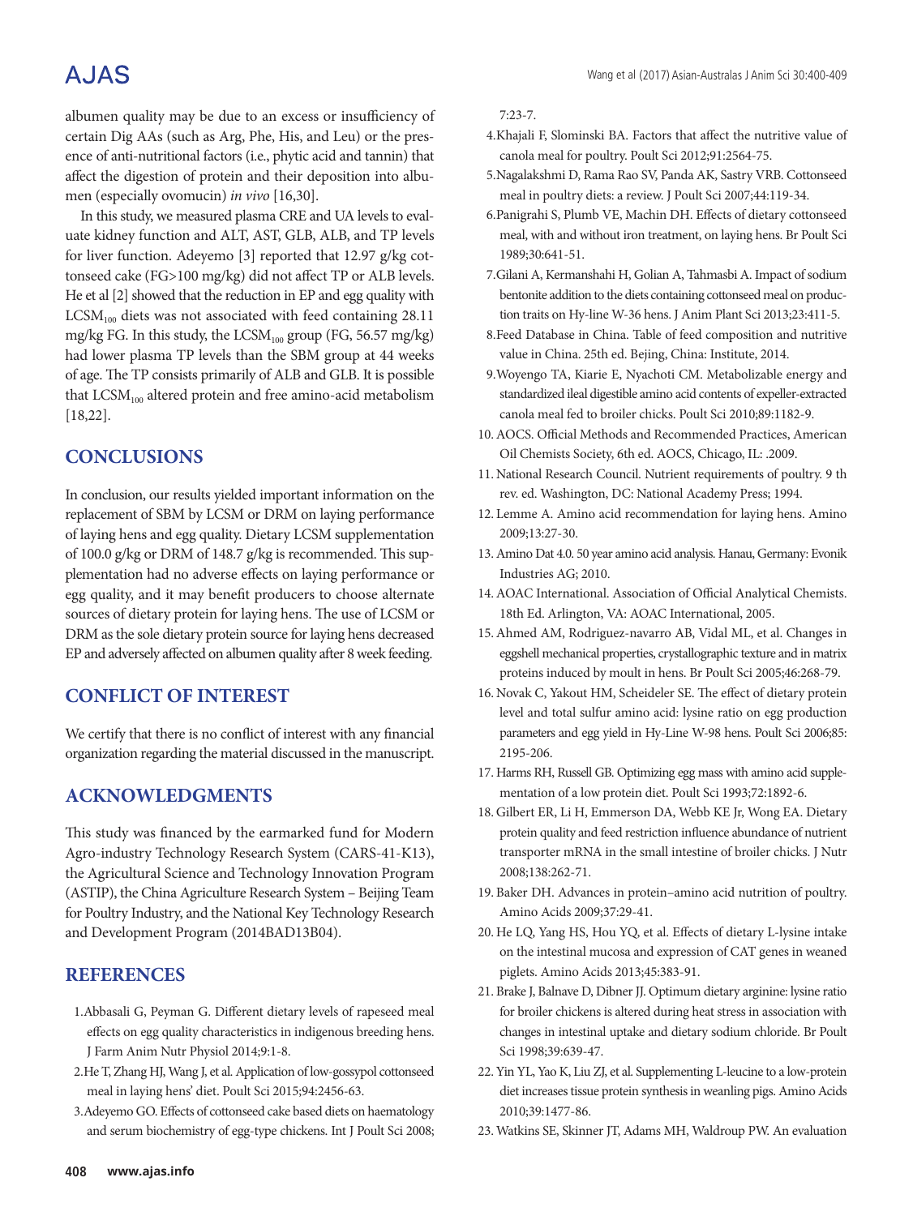albumen quality may be due to an excess or insufficiency of certain Dig AAs (such as Arg, Phe, His, and Leu) or the presence of anti-nutritional factors (i.e., phytic acid and tannin) that affect the digestion of protein and their deposition into albumen (especially ovomucin) *in vivo* [16,30].

In this study, we measured plasma CRE and UA levels to evaluate kidney function and ALT, AST, GLB, ALB, and TP levels for liver function. Adeyemo [3] reported that 12.97 g/kg cottonseed cake (FG>100 mg/kg) did not affect TP or ALB levels. He et al [2] showed that the reduction in EP and egg quality with $LCSM_{100}$ diets was not associated with feed containing 28.11 mg/kg FG. In this study, the $LCSM_{100}$ group (FG, 56.57 mg/kg) had lower plasma TP levels than the SBM group at 44 weeks of age. The TP consists primarily of ALB and GLB. It is possible that $LCSM_{100}$ altered protein and free amino-acid metabolism [18,22].

## CONCLUSIONS

In conclusion, our results yielded important information on the replacement of SBM by LCSM or DRM on laying performance of laying hens and egg quality. Dietary LCSM supplementation of 100.0 g/kg or DRM of 148.7 g/kg is recommended. This supplementation had no adverse effects on laying performance or egg quality, and it may benefit producers to choose alternate sources of dietary protein for laying hens. The use of LCSM or DRM as the sole dietary protein source for laying hens decreased EP and adversely affected on albumen quality after 8 week feeding.

## CONFLICT OF INTEREST

We certify that there is no conflict of interest with any financial organization regarding the material discussed in the manuscript.

## ACKNOWLEDGMENTS

This study was financed by the earmarked fund for Modern Agro-industry Technology Research System (CARS-41-K13), the Agricultural Science and Technology Innovation Program (ASTIP), the China Agriculture Research System – Beijing Team for Poultry Industry, and the National Key Technology Research and Development Program (2014BAD13B04).

## REFERENCES

1. Abbasali G, Peyman G. Different dietary levels of rapeseed meal effects on egg quality characteristics in indigenous breeding hens. J Farm Anim Nutr Physiol 2014;9:1-8.
2. He T, Zhang HJ, Wang J, et al. Application of low-gossypol cottonseed meal in laying hens' diet. Poult Sci 2015;94:2456-63.
3. Adeyemo GO. Effects of cottonseed cake based diets on haematology and serum biochemistry of egg-type chickens. Int J Poult Sci 2008; 7:23-7.
4. Khajali F, Slominski BA. Factors that affect the nutritive value of canola meal for poultry. Poult Sci 2012;91:2564-75.
5. Nagalakshmi D, Rama Rao SV, Panda AK, Sastry VRB. Cottonseed meal in poultry diets: a review. J Poult Sci 2007;44:119-34.
6. Panigrahi S, Plumb VE, Machin DH. Effects of dietary cottonseed meal, with and without iron treatment, on laying hens. Br Poult Sci 1989;30:641-51.
7. Gilani A, Kermanshahi H, Golian A, Tahmasbi A. Impact of sodium bentonite addition to the diets containing cottonseed meal on production traits on Hy-line W-36 hens. J Anim Plant Sci 2013;23:411-5.
8. Feed Database in China. Table of feed composition and nutritive value in China. 25th ed. Bejing, China: Institute, 2014.
9. Woyengo TA, Kiarie E, Nyachoti CM. Metabolizable energy and standardized ileal digestible amino acid contents of expeller-extracted canola meal fed to broiler chicks. Poult Sci 2010;89:1182-9.
10. AOCS. Official Methods and Recommended Practices, American Oil Chemists Society, 6th ed. AOCS, Chicago, IL: .2009.
11. National Research Council. Nutrient requirements of poultry. 9 th rev. ed. Washington, DC: National Academy Press; 1994.
12. Lemme A. Amino acid recommendation for laying hens. Amino 2009;13:27-30.
13. Amino Dat 4.0. 50 year amino acid analysis. Hanau, Germany: Evonik Industries AG; 2010.
14. AOAC International. Association of Official Analytical Chemists. 18th Ed. Arlington, VA: AOAC International, 2005.
15. Ahmed AM, Rodriguez-navarro AB, Vidal ML, et al. Changes in eggshell mechanical properties, crystallographic texture and in matrix proteins induced by moult in hens. Br Poult Sci 2005;46:268-79.
16. Novak C, Yakout HM, Scheideler SE. The effect of dietary protein level and total sulfur amino acid: lysine ratio on egg production parameters and egg yield in Hy-Line W-98 hens. Poult Sci 2006;85: 2195-206.
17. Harms RH, Russell GB. Optimizing egg mass with amino acid supplementation of a low protein diet. Poult Sci 1993;72:1892-6.
18. Gilbert ER, Li H, Emmerson DA, Webb KE Jr, Wong EA. Dietary protein quality and feed restriction influence abundance of nutrient transporter mRNA in the small intestine of broiler chicks. J Nutr 2008;138:262-71.
19. Baker DH. Advances in protein–amino acid nutrition of poultry. Amino Acids 2009;37:29-41.
20. He LQ, Yang HS, Hou YQ, et al. Effects of dietary L-lysine intake on the intestinal mucosa and expression of CAT genes in weaned piglets. Amino Acids 2013;45:383-91.
21. Brake J, Balnave D, Dibner JJ. Optimum dietary arginine: lysine ratio for broiler chickens is altered during heat stress in association with changes in intestinal uptake and dietary sodium chloride. Br Poult Sci 1998;39:639-47.
22. Yin YL, Yao K, Liu ZJ, et al. Supplementing L-leucine to a low-protein diet increases tissue protein synthesis in weanling pigs. Amino Acids 2010;39:1477-86.
23. Watkins SE, Skinner JT, Adams MH, Waldroup PW. An evaluation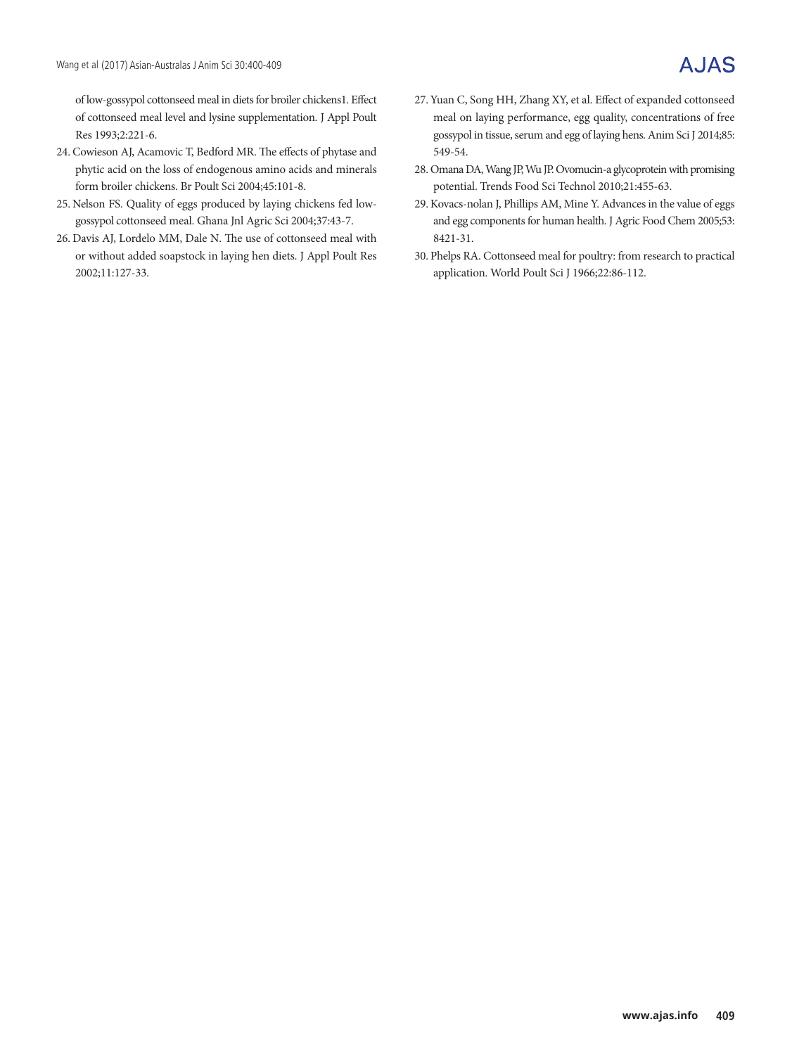of low-gossypol cottonseed meal in diets for broiler chickens1. Effect of cottonseed meal level and lysine supplementation. J Appl Poult Res 1993;2:221-6.

24. Cowieson AJ, Acamovic T, Bedford MR. The effects of phytase and phytic acid on the loss of endogenous amino acids and minerals form broiler chickens. Br Poult Sci 2004;45:101-8.
25. Nelson FS. Quality of eggs produced by laying chickens fed low-gossypol cottonseed meal. Ghana Jnl Agric Sci 2004;37:43-7.
26. Davis AJ, Lordelo MM, Dale N. The use of cottonseed meal with or without added soapstock in laying hen diets. J Appl Poult Res 2002;11:127-33.
27. Yuan C, Song HH, Zhang XY, et al. Effect of expanded cottonseed meal on laying performance, egg quality, concentrations of free gossypol in tissue, serum and egg of laying hens. Anim Sci J 2014;85:549-54.
28. Omana DA, Wang JP, Wu JP. Ovomucin-a glycoprotein with promising potential. Trends Food Sci Technol 2010;21:455-63.
29. Kovacs-nolan J, Phillips AM, Mine Y. Advances in the value of eggs and egg components for human health. J Agric Food Chem 2005;53:8421-31.
30. Phelps RA. Cottonseed meal for poultry: from research to practical application. World Poult Sci J 1966;22:86-112.